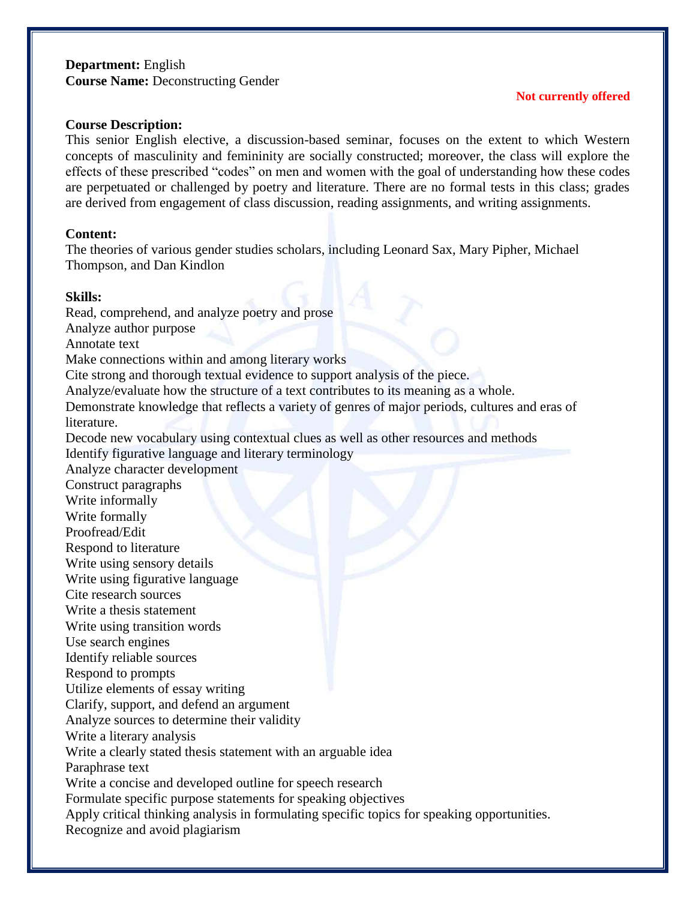**Department:** English
**Course Name:** Deconstructing Gender

**Not currently offered**

**Course Description:**
This senior English elective, a discussion-based seminar, focuses on the extent to which Western concepts of masculinity and femininity are socially constructed; moreover, the class will explore the effects of these prescribed "codes" on men and women with the goal of understanding how these codes are perpetuated or challenged by poetry and literature. There are no formal tests in this class; grades are derived from engagement of class discussion, reading assignments, and writing assignments.

**Content:**
The theories of various gender studies scholars, including Leonard Sax, Mary Pipher, Michael Thompson, and Dan Kindlon

**Skills:**
Read, comprehend, and analyze poetry and prose
Analyze author purpose
Annotate text
Make connections within and among literary works
Cite strong and thorough textual evidence to support analysis of the piece.
Analyze/evaluate how the structure of a text contributes to its meaning as a whole.
Demonstrate knowledge that reflects a variety of genres of major periods, cultures and eras of literature.
Decode new vocabulary using contextual clues as well as other resources and methods
Identify figurative language and literary terminology
Analyze character development
Construct paragraphs
Write informally
Write formally
Proofread/Edit
Respond to literature
Write using sensory details
Write using figurative language
Cite research sources
Write a thesis statement
Write using transition words
Use search engines
Identify reliable sources
Respond to prompts
Utilize elements of essay writing
Clarify, support, and defend an argument
Analyze sources to determine their validity
Write a literary analysis
Write a clearly stated thesis statement with an arguable idea
Paraphrase text
Write a concise and developed outline for speech research
Formulate specific purpose statements for speaking objectives
Apply critical thinking analysis in formulating specific topics for speaking opportunities.
Recognize and avoid plagiarism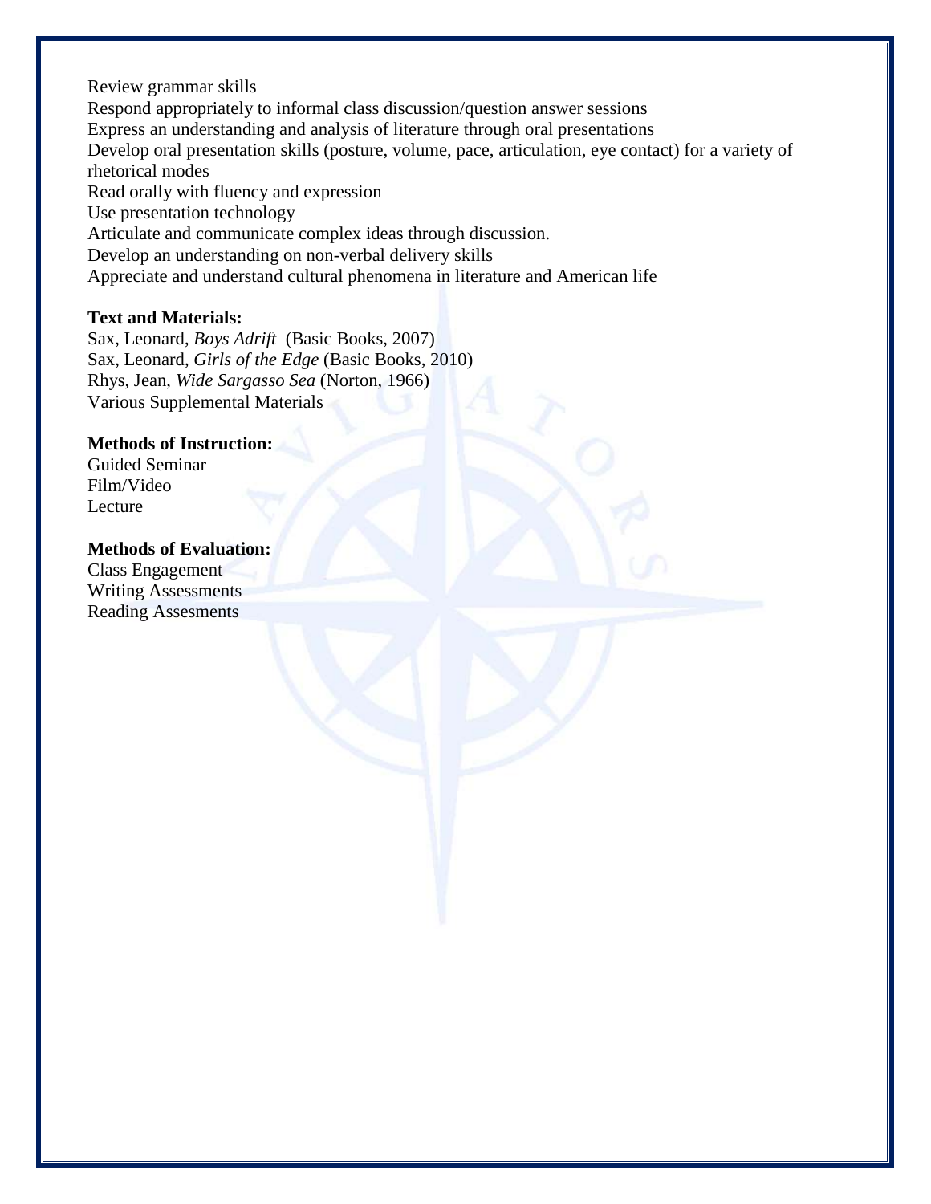Review grammar skills
Respond appropriately to informal class discussion/question answer sessions
Express an understanding and analysis of literature through oral presentations
Develop oral presentation skills (posture, volume, pace, articulation, eye contact) for a variety of rhetorical modes
Read orally with fluency and expression
Use presentation technology
Articulate and communicate complex ideas through discussion.
Develop an understanding on non-verbal delivery skills
Appreciate and understand cultural phenomena in literature and American life

**Text and Materials:**
Sax, Leonard, *Boys Adrift* (Basic Books, 2007)
Sax, Leonard, *Girls of the Edge* (Basic Books, 2010)
Rhys, Jean, *Wide Sargasso Sea* (Norton, 1966)
Various Supplemental Materials

**Methods of Instruction:**
Guided Seminar
Film/Video
Lecture

**Methods of Evaluation:**
Class Engagement
Writing Assessments
Reading Assesments